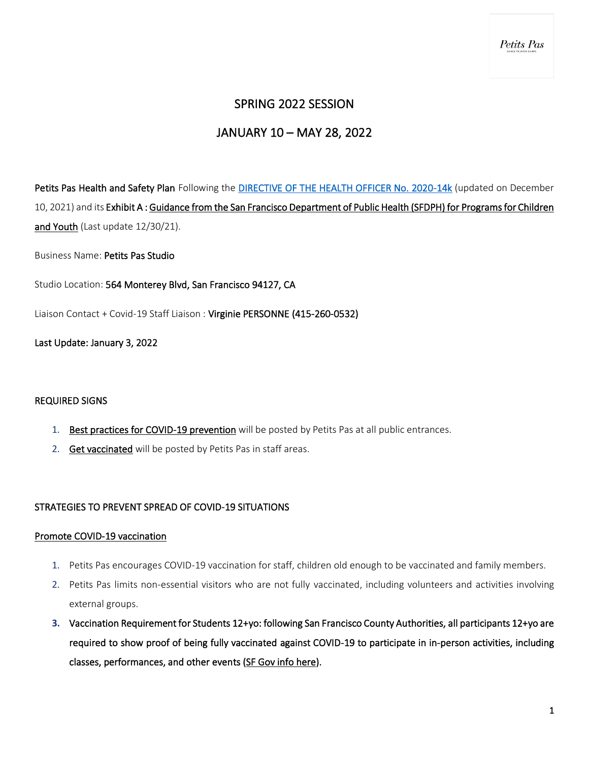# SPRING 2022 SESSION

## JANUARY 10 – MAY 28, 2022

**Petits Pas Health and Safety Plan** Following the [DIRECTIVE OF THE HEALTH OFFICER No. 2020-14k]() (updated on December 10, 2021) and its **Exhibit A : Guidance from the San Francisco Department of Public Health (SFDPH) for Programs for Children and Youth** (Last update 12/30/21).

Business Name: **Petits Pas Studio**

Studio Location: **564 Monterey Blvd, San Francisco 94127, CA**

Liaison Contact + Covid-19 Staff Liaison : **Virginie PERSONNE (415-260-0532)**

**Last Update: January 3, 2022**

### REQUIRED SIGNS

1. **Best practices for COVID-19 prevention** will be posted by Petits Pas at all public entrances.
2. **Get vaccinated** will be posted by Petits Pas in staff areas.

### STRATEGIES TO PREVENT SPREAD OF COVID-19 SITUATIONS

#### Promote COVID-19 vaccination

1. Petits Pas encourages COVID-19 vaccination for staff, children old enough to be vaccinated and family members.
2. Petits Pas limits non-essential visitors who are not fully vaccinated, including volunteers and activities involving external groups.
3. **Vaccination Requirement for Students 12+yo: following San Francisco County Authorities, all participants 12+yo are required to show proof of being fully vaccinated against COVID-19 to participate in in-person activities, including classes, performances, and other events (SF Gov info here).**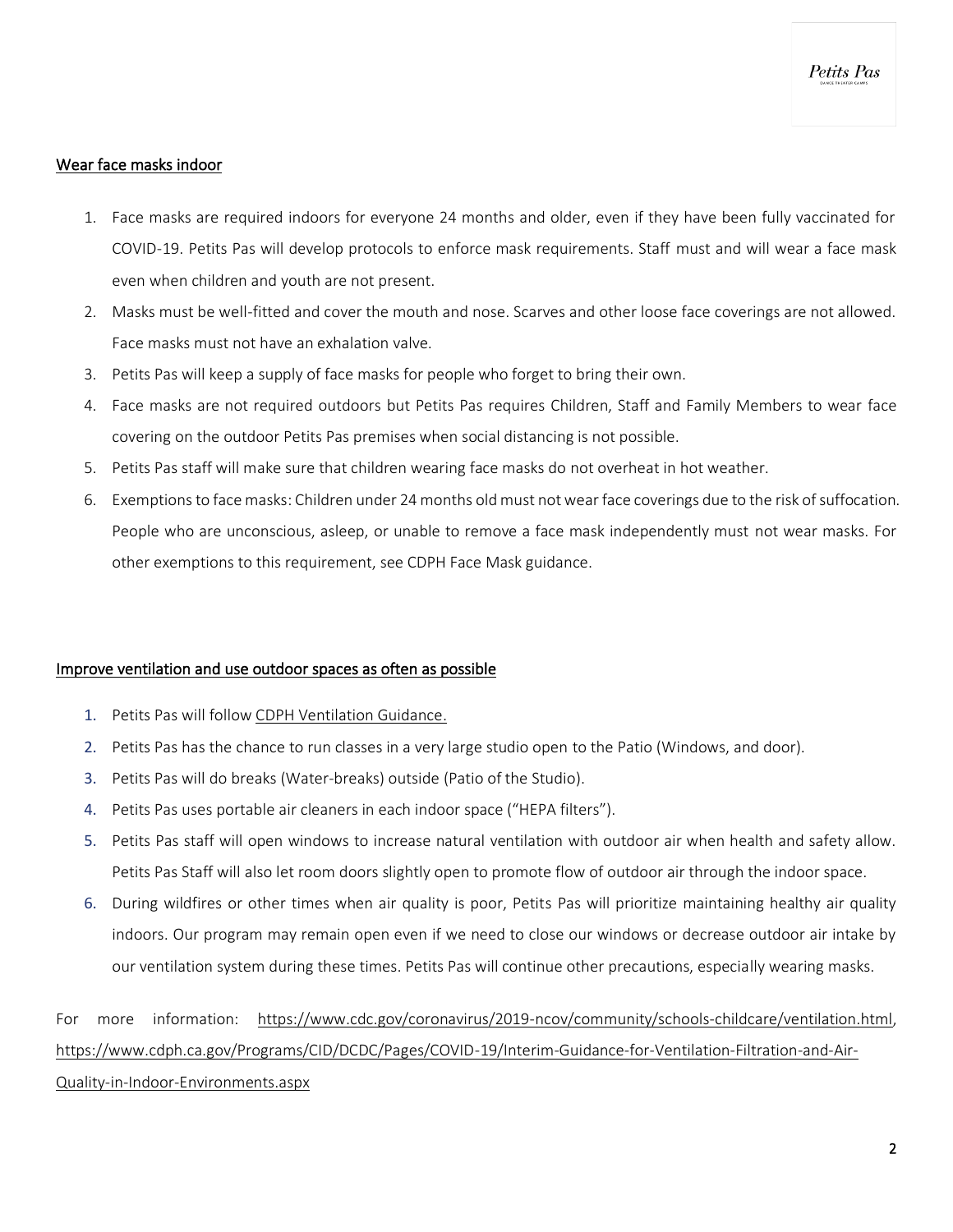## Wear face masks indoor

1. Face masks are required indoors for everyone 24 months and older, even if they have been fully vaccinated for COVID-19. Petits Pas will develop protocols to enforce mask requirements. Staff must and will wear a face mask even when children and youth are not present.
2. Masks must be well-fitted and cover the mouth and nose. Scarves and other loose face coverings are not allowed. Face masks must not have an exhalation valve.
3. Petits Pas will keep a supply of face masks for people who forget to bring their own.
4. Face masks are not required outdoors but Petits Pas requires Children, Staff and Family Members to wear face covering on the outdoor Petits Pas premises when social distancing is not possible.
5. Petits Pas staff will make sure that children wearing face masks do not overheat in hot weather.
6. Exemptions to face masks: Children under 24 months old must not wear face coverings due to the risk of suffocation. People who are unconscious, asleep, or unable to remove a face mask independently must not wear masks. For other exemptions to this requirement, see CDPH Face Mask guidance.

## Improve ventilation and use outdoor spaces as often as possible

1. Petits Pas will follow CDPH Ventilation Guidance.
2. Petits Pas has the chance to run classes in a very large studio open to the Patio (Windows, and door).
3. Petits Pas will do breaks (Water-breaks) outside (Patio of the Studio).
4. Petits Pas uses portable air cleaners in each indoor space ("HEPA filters").
5. Petits Pas staff will open windows to increase natural ventilation with outdoor air when health and safety allow. Petits Pas Staff will also let room doors slightly open to promote flow of outdoor air through the indoor space.
6. During wildfires or other times when air quality is poor, Petits Pas will prioritize maintaining healthy air quality indoors. Our program may remain open even if we need to close our windows or decrease outdoor air intake by our ventilation system during these times. Petits Pas will continue other precautions, especially wearing masks.

For more information: https://www.cdc.gov/coronavirus/2019-ncov/community/schools-childcare/ventilation.html, https://www.cdph.ca.gov/Programs/CID/DCDC/Pages/COVID-19/Interim-Guidance-for-Ventilation-Filtration-and-Air-Quality-in-Indoor-Environments.aspx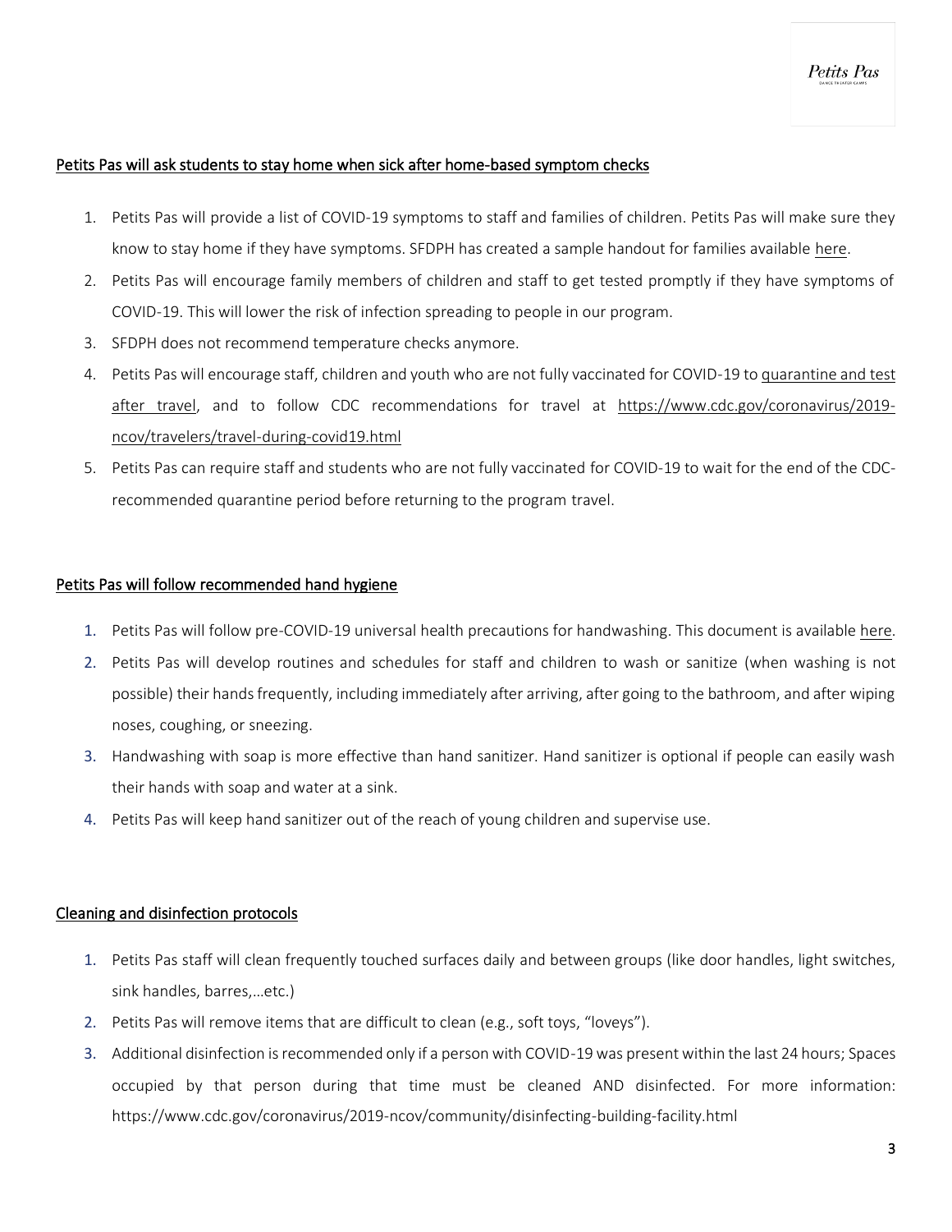## Petits Pas will ask students to stay home when sick after home-based symptom checks

1. Petits Pas will provide a list of COVID-19 symptoms to staff and families of children. Petits Pas will make sure they know to stay home if they have symptoms. SFDPH has created a sample handout for families available here.
2. Petits Pas will encourage family members of children and staff to get tested promptly if they have symptoms of COVID-19. This will lower the risk of infection spreading to people in our program.
3. SFDPH does not recommend temperature checks anymore.
4. Petits Pas will encourage staff, children and youth who are not fully vaccinated for COVID-19 to quarantine and test after travel, and to follow CDC recommendations for travel at https://www.cdc.gov/coronavirus/2019-ncov/travelers/travel-during-covid19.html
5. Petits Pas can require staff and students who are not fully vaccinated for COVID-19 to wait for the end of the CDC-recommended quarantine period before returning to the program travel.

## Petits Pas will follow recommended hand hygiene

1. Petits Pas will follow pre-COVID-19 universal health precautions for handwashing. This document is available here.
2. Petits Pas will develop routines and schedules for staff and children to wash or sanitize (when washing is not possible) their hands frequently, including immediately after arriving, after going to the bathroom, and after wiping noses, coughing, or sneezing.
3. Handwashing with soap is more effective than hand sanitizer. Hand sanitizer is optional if people can easily wash their hands with soap and water at a sink.
4. Petits Pas will keep hand sanitizer out of the reach of young children and supervise use.

## Cleaning and disinfection protocols

1. Petits Pas staff will clean frequently touched surfaces daily and between groups (like door handles, light switches, sink handles, barres,…etc.)
2. Petits Pas will remove items that are difficult to clean (e.g., soft toys, "loveys").
3. Additional disinfection is recommended only if a person with COVID-19 was present within the last 24 hours; Spaces occupied by that person during that time must be cleaned AND disinfected. For more information: https://www.cdc.gov/coronavirus/2019-ncov/community/disinfecting-building-facility.html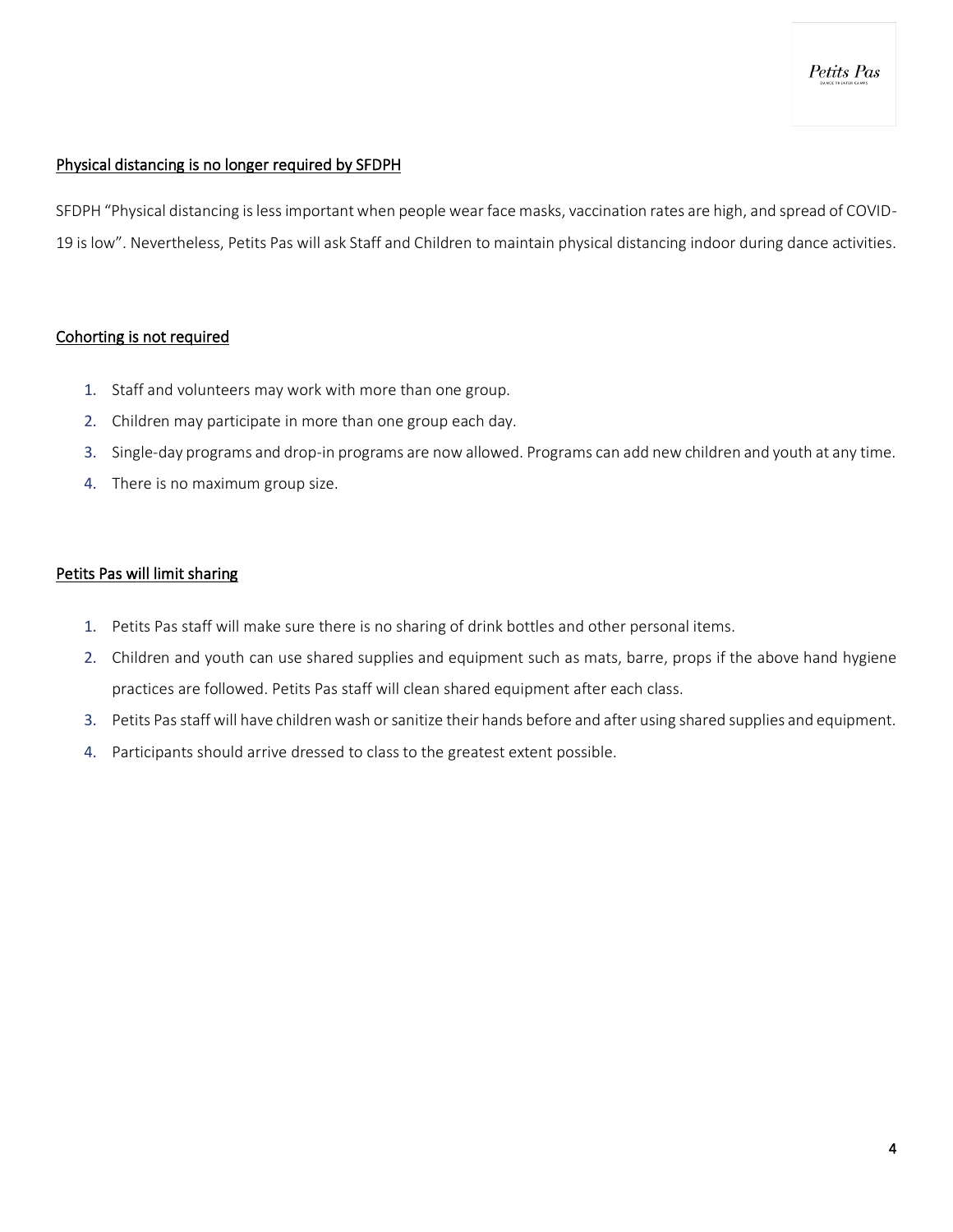## Physical distancing is no longer required by SFDPH

SFDPH "Physical distancing is less important when people wear face masks, vaccination rates are high, and spread of COVID-19 is low". Nevertheless, Petits Pas will ask Staff and Children to maintain physical distancing indoor during dance activities.

## Cohorting is not required

1. Staff and volunteers may work with more than one group.
2. Children may participate in more than one group each day.
3. Single-day programs and drop-in programs are now allowed. Programs can add new children and youth at any time.
4. There is no maximum group size.

## Petits Pas will limit sharing

1. Petits Pas staff will make sure there is no sharing of drink bottles and other personal items.
2. Children and youth can use shared supplies and equipment such as mats, barre, props if the above hand hygiene practices are followed. Petits Pas staff will clean shared equipment after each class.
3. Petits Pas staff will have children wash or sanitize their hands before and after using shared supplies and equipment.
4. Participants should arrive dressed to class to the greatest extent possible.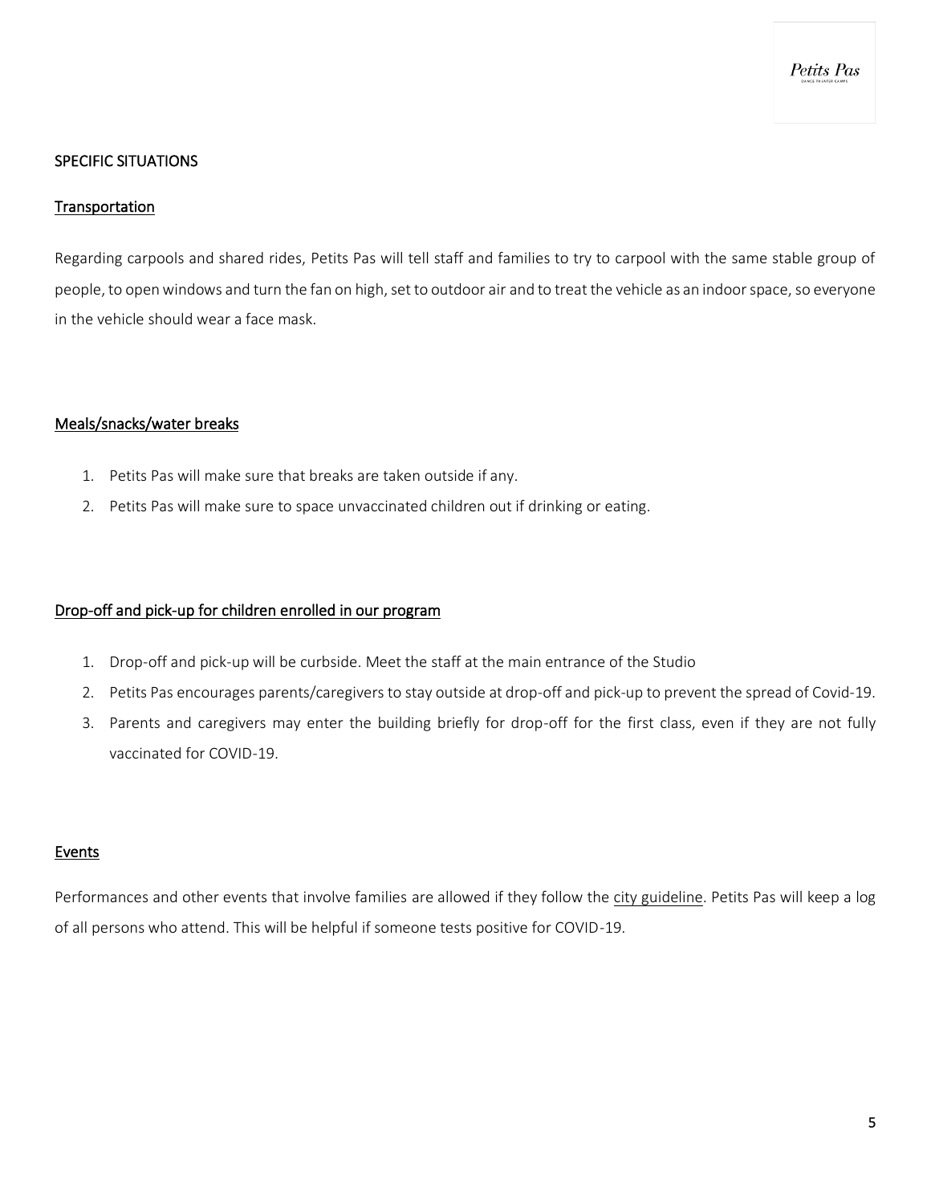## SPECIFIC SITUATIONS

### Transportation

Regarding carpools and shared rides, Petits Pas will tell staff and families to try to carpool with the same stable group of people, to open windows and turn the fan on high, set to outdoor air and to treat the vehicle as an indoor space, so everyone in the vehicle should wear a face mask.

### Meals/snacks/water breaks

1. Petits Pas will make sure that breaks are taken outside if any.
2. Petits Pas will make sure to space unvaccinated children out if drinking or eating.

### Drop-off and pick-up for children enrolled in our program

1. Drop-off and pick-up will be curbside. Meet the staff at the main entrance of the Studio
2. Petits Pas encourages parents/caregivers to stay outside at drop-off and pick-up to prevent the spread of Covid-19.
3. Parents and caregivers may enter the building briefly for drop-off for the first class, even if they are not fully vaccinated for COVID-19.

### Events

Performances and other events that involve families are allowed if they follow the city guideline. Petits Pas will keep a log of all persons who attend. This will be helpful if someone tests positive for COVID-19.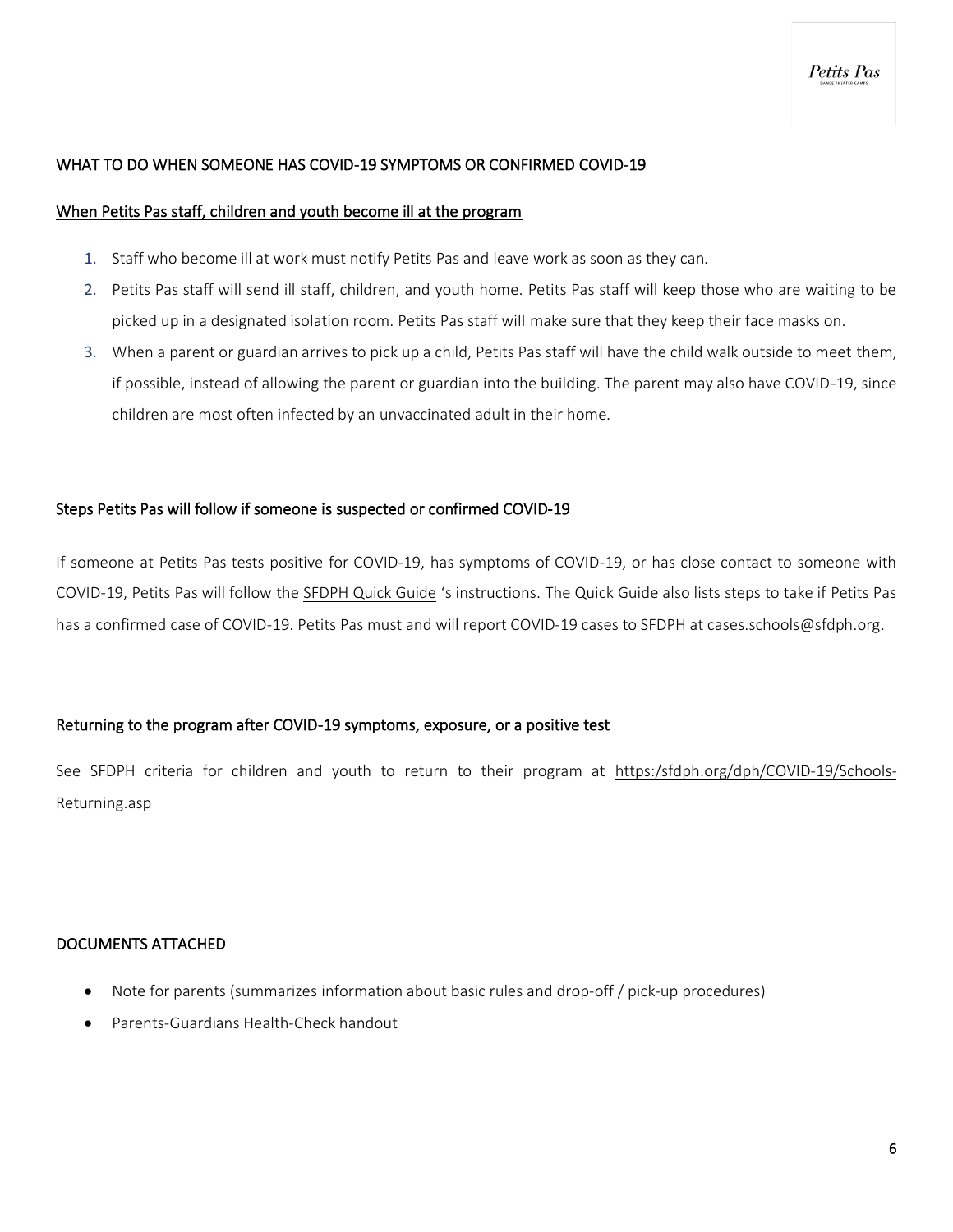## WHAT TO DO WHEN SOMEONE HAS COVID-19 SYMPTOMS OR CONFIRMED COVID-19

### When Petits Pas staff, children and youth become ill at the program

1. Staff who become ill at work must notify Petits Pas and leave work as soon as they can.
2. Petits Pas staff will send ill staff, children, and youth home. Petits Pas staff will keep those who are waiting to be picked up in a designated isolation room. Petits Pas staff will make sure that they keep their face masks on.
3. When a parent or guardian arrives to pick up a child, Petits Pas staff will have the child walk outside to meet them, if possible, instead of allowing the parent or guardian into the building. The parent may also have COVID-19, since children are most often infected by an unvaccinated adult in their home.

### Steps Petits Pas will follow if someone is suspected or confirmed COVID-19

If someone at Petits Pas tests positive for COVID-19, has symptoms of COVID-19, or has close contact to someone with COVID-19, Petits Pas will follow the SFDPH Quick Guide 's instructions. The Quick Guide also lists steps to take if Petits Pas has a confirmed case of COVID-19. Petits Pas must and will report COVID-19 cases to SFDPH at cases.schools@sfdph.org.

### Returning to the program after COVID-19 symptoms, exposure, or a positive test

See SFDPH criteria for children and youth to return to their program at https:/sfdph.org/dph/COVID-19/Schools-Returning.asp

## DOCUMENTS ATTACHED

- Note for parents (summarizes information about basic rules and drop-off / pick-up procedures)
- Parents-Guardians Health-Check handout